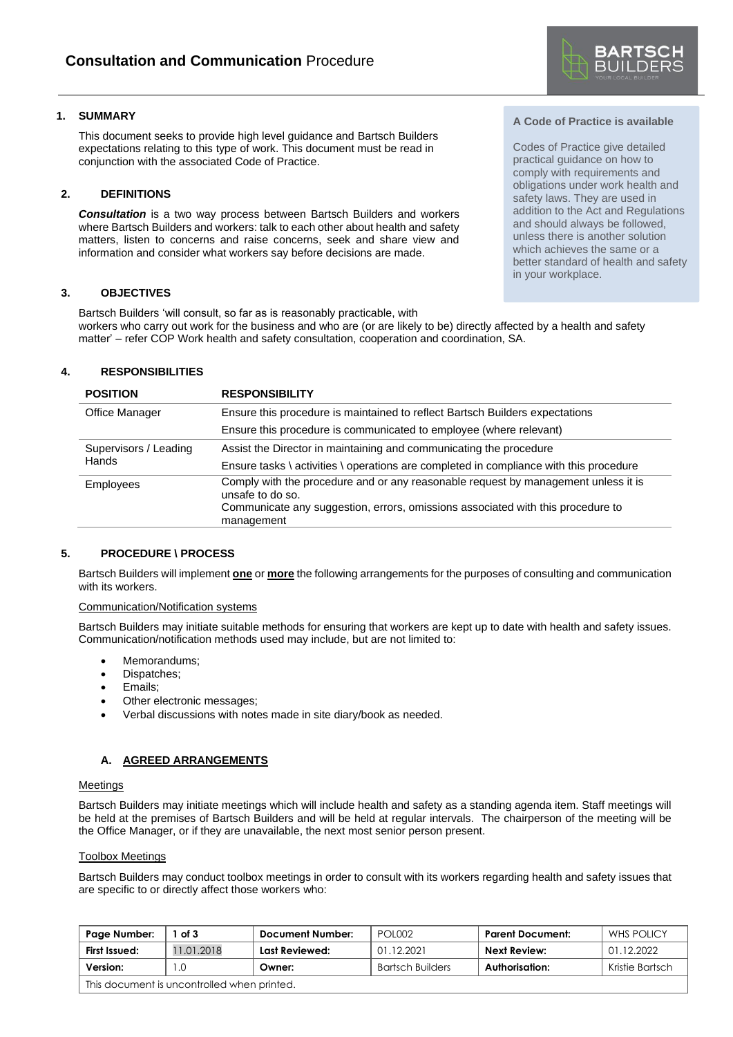# Consultation and Communication Procedure

## 1. SUMMARY

This document seeks to provide high level guidance and Bartsch Builders expectations relating to this type of work. This document must be read in conjunction with the associated Code of Practice.

**A Code of Practice is available**

Codes of Practice give detailed practical guidance on how to comply with requirements and obligations under work health and safety laws. They are used in addition to the Act and Regulations and should always be followed, unless there is another solution which achieves the same or a better standard of health and safety in your workplace.

## 2. DEFINITIONS

***Consultation*** is a two way process between Bartsch Builders and workers where Bartsch Builders and workers: talk to each other about health and safety matters, listen to concerns and raise concerns, seek and share view and information and consider what workers say before decisions are made.

## 3. OBJECTIVES

Bartsch Builders 'will consult, so far as is reasonably practicable, with workers who carry out work for the business and who are (or are likely to be) directly affected by a health and safety matter' – refer COP Work health and safety consultation, cooperation and coordination, SA.

## 4. RESPONSIBILITIES

| POSITION | RESPONSIBILITY |
|---|---|
| Office Manager | Ensure this procedure is maintained to reflect Bartsch Builders expectations |
| | Ensure this procedure is communicated to employee (where relevant) |
| Supervisors / Leading Hands | Assist the Director in maintaining and communicating the procedure |
| | Ensure tasks \ activities \ operations are completed in compliance with this procedure |
| Employees | Comply with the procedure and or any reasonable request by management unless it is unsafe to do so.<br>Communicate any suggestion, errors, omissions associated with this procedure to management |

## 5. PROCEDURE \ PROCESS

Bartsch Builders will implement <u>**one**</u> or <u>**more**</u> the following arrangements for the purposes of consulting and communication with its workers.

<u>Communication/Notification systems</u>

Bartsch Builders may initiate suitable methods for ensuring that workers are kept up to date with health and safety issues. Communication/notification methods used may include, but are not limited to:

- Memorandums;
- Dispatches;
- Emails;
- Other electronic messages;
- Verbal discussions with notes made in site diary/book as needed.

### A. <u>AGREED ARRANGEMENTS</u>

<u>Meetings</u>

Bartsch Builders may initiate meetings which will include health and safety as a standing agenda item. Staff meetings will be held at the premises of Bartsch Builders and will be held at regular intervals. The chairperson of the meeting will be the Office Manager, or if they are unavailable, the next most senior person present.

<u>Toolbox Meetings</u>

Bartsch Builders may conduct toolbox meetings in order to consult with its workers regarding health and safety issues that are specific to or directly affect those workers who:

| Page Number: | 1 of 3 | Document Number: | POL002 | Parent Document: | WHS POLICY |
|---|---|---|---|---|---|
| First Issued: | 11.01.2018 | Last Reviewed: | 01.12.2021 | Next Review: | 01.12.2022 |
| Version: | 1.0 | Owner: | Bartsch Builders | Authorisation: | Kristie Bartsch |
| This document is uncontrolled when printed. | | | | | |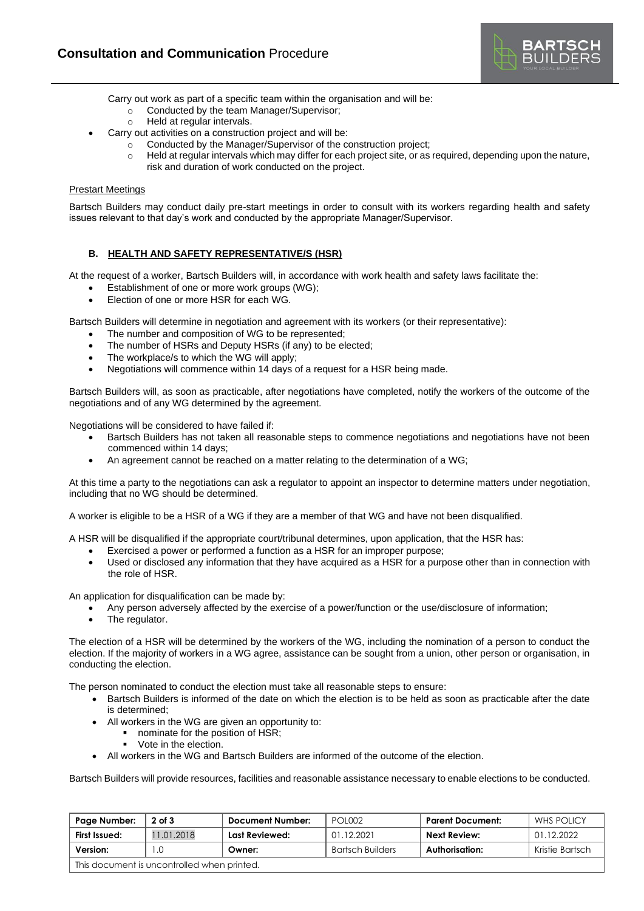Carry out work as part of a specific team within the organisation and will be:
    - Conducted by the team Manager/Supervisor;
    - Held at regular intervals.
- Carry out activities on a construction project and will be:
    - Conducted by the Manager/Supervisor of the construction project;
    - Held at regular intervals which may differ for each project site, or as required, depending upon the nature, risk and duration of work conducted on the project.

<u>Prestart Meetings</u>

Bartsch Builders may conduct daily pre-start meetings in order to consult with its workers regarding health and safety issues relevant to that day's work and conducted by the appropriate Manager/Supervisor.

### B. HEALTH AND SAFETY REPRESENTATIVE/S (HSR)

At the request of a worker, Bartsch Builders will, in accordance with work health and safety laws facilitate the:

- Establishment of one or more work groups (WG);
- Election of one or more HSR for each WG.

Bartsch Builders will determine in negotiation and agreement with its workers (or their representative):

- The number and composition of WG to be represented;
- The number of HSRs and Deputy HSRs (if any) to be elected;
- The workplace/s to which the WG will apply;
- Negotiations will commence within 14 days of a request for a HSR being made.

Bartsch Builders will, as soon as practicable, after negotiations have completed, notify the workers of the outcome of the negotiations and of any WG determined by the agreement.

Negotiations will be considered to have failed if:

- Bartsch Builders has not taken all reasonable steps to commence negotiations and negotiations have not been commenced within 14 days;
- An agreement cannot be reached on a matter relating to the determination of a WG;

At this time a party to the negotiations can ask a regulator to appoint an inspector to determine matters under negotiation, including that no WG should be determined.

A worker is eligible to be a HSR of a WG if they are a member of that WG and have not been disqualified.

A HSR will be disqualified if the appropriate court/tribunal determines, upon application, that the HSR has:

- Exercised a power or performed a function as a HSR for an improper purpose;
- Used or disclosed any information that they have acquired as a HSR for a purpose other than in connection with the role of HSR.

An application for disqualification can be made by:

- Any person adversely affected by the exercise of a power/function or the use/disclosure of information;
- The regulator.

The election of a HSR will be determined by the workers of the WG, including the nomination of a person to conduct the election. If the majority of workers in a WG agree, assistance can be sought from a union, other person or organisation, in conducting the election.

The person nominated to conduct the election must take all reasonable steps to ensure:

- Bartsch Builders is informed of the date on which the election is to be held as soon as practicable after the date is determined;
- All workers in the WG are given an opportunity to:
    - nominate for the position of HSR;
    - Vote in the election.
- All workers in the WG and Bartsch Builders are informed of the outcome of the election.

Bartsch Builders will provide resources, facilities and reasonable assistance necessary to enable elections to be conducted.

| Page Number: | 2 of 3 | Document Number: | POL002 | Parent Document: | WHS POLICY |
|---|---|---|---|---|---|
| First Issued: | 11.01.2018 | Last Reviewed: | 01.12.2021 | Next Review: | 01.12.2022 |
| Version: | 1.0 | Owner: | Bartsch Builders | Authorisation: | Kristie Bartsch |
| This document is uncontrolled when printed. | | | | | |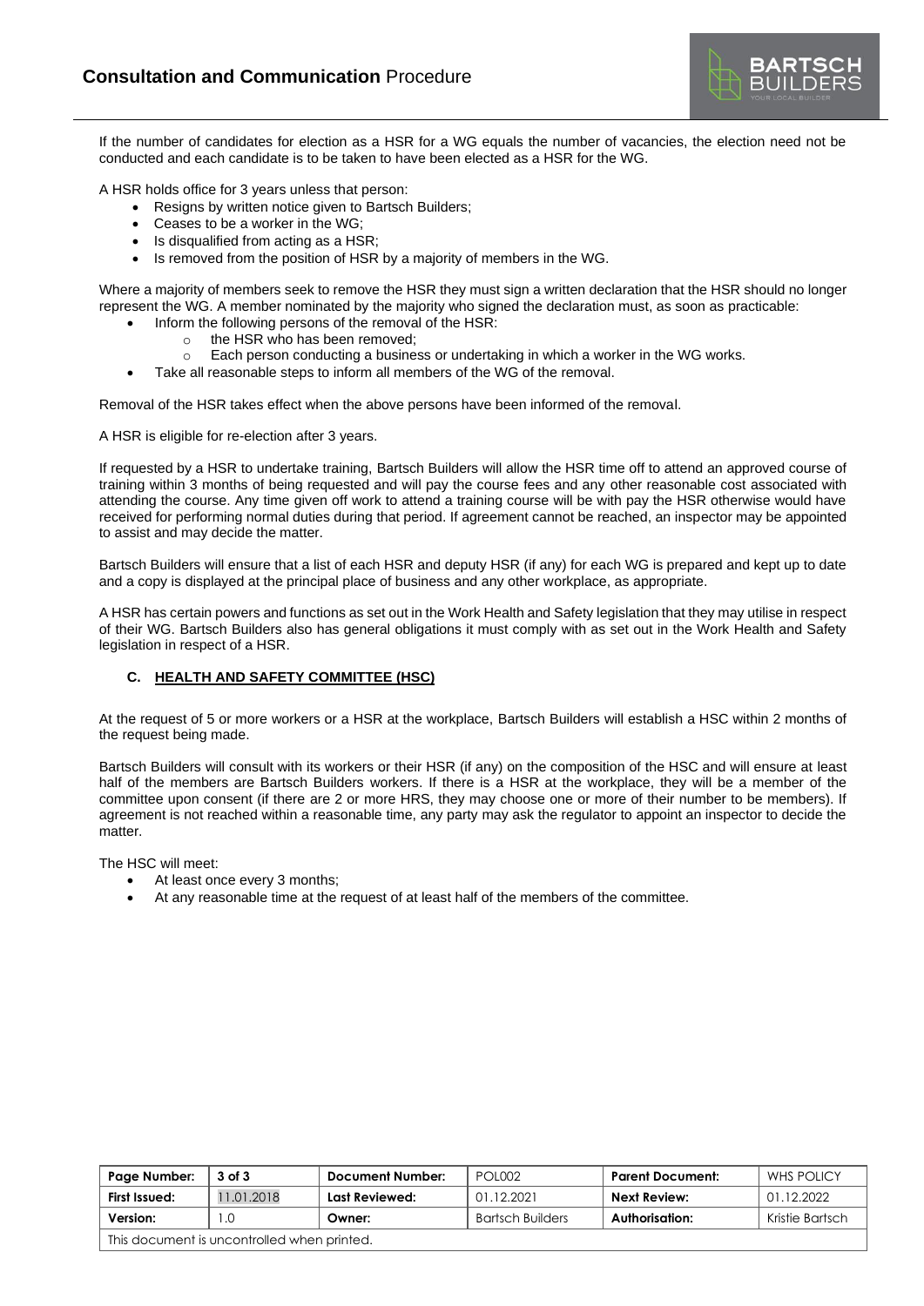If the number of candidates for election as a HSR for a WG equals the number of vacancies, the election need not be conducted and each candidate is to be taken to have been elected as a HSR for the WG.

A HSR holds office for 3 years unless that person:

- Resigns by written notice given to Bartsch Builders;
- Ceases to be a worker in the WG;
- Is disqualified from acting as a HSR;
- Is removed from the position of HSR by a majority of members in the WG.

Where a majority of members seek to remove the HSR they must sign a written declaration that the HSR should no longer represent the WG. A member nominated by the majority who signed the declaration must, as soon as practicable:

- Inform the following persons of the removal of the HSR:
  - the HSR who has been removed;
  - Each person conducting a business or undertaking in which a worker in the WG works.
- Take all reasonable steps to inform all members of the WG of the removal.

Removal of the HSR takes effect when the above persons have been informed of the removal.

A HSR is eligible for re-election after 3 years.

If requested by a HSR to undertake training, Bartsch Builders will allow the HSR time off to attend an approved course of training within 3 months of being requested and will pay the course fees and any other reasonable cost associated with attending the course. Any time given off work to attend a training course will be with pay the HSR otherwise would have received for performing normal duties during that period. If agreement cannot be reached, an inspector may be appointed to assist and may decide the matter.

Bartsch Builders will ensure that a list of each HSR and deputy HSR (if any) for each WG is prepared and kept up to date and a copy is displayed at the principal place of business and any other workplace, as appropriate.

A HSR has certain powers and functions as set out in the Work Health and Safety legislation that they may utilise in respect of their WG. Bartsch Builders also has general obligations it must comply with as set out in the Work Health and Safety legislation in respect of a HSR.

### C. HEALTH AND SAFETY COMMITTEE (HSC)

At the request of 5 or more workers or a HSR at the workplace, Bartsch Builders will establish a HSC within 2 months of the request being made.

Bartsch Builders will consult with its workers or their HSR (if any) on the composition of the HSC and will ensure at least half of the members are Bartsch Builders workers. If there is a HSR at the workplace, they will be a member of the committee upon consent (if there are 2 or more HRS, they may choose one or more of their number to be members). If agreement is not reached within a reasonable time, any party may ask the regulator to appoint an inspector to decide the matter.

The HSC will meet:

- At least once every 3 months;
- At any reasonable time at the request of at least half of the members of the committee.

| | | | | | |
|---|---|---|---|---|---|
| **Page Number:** | **3 of 3** | **Document Number:** | POL002 | **Parent Document:** | WHS POLICY |
| **First Issued:** | 11.01.2018 | **Last Reviewed:** | 01.12.2021 | **Next Review:** | 01.12.2022 |
| **Version:** | 1.0 | **Owner:** | Bartsch Builders | **Authorisation:** | Kristie Bartsch |
| This document is uncontrolled when printed. | | | | | |